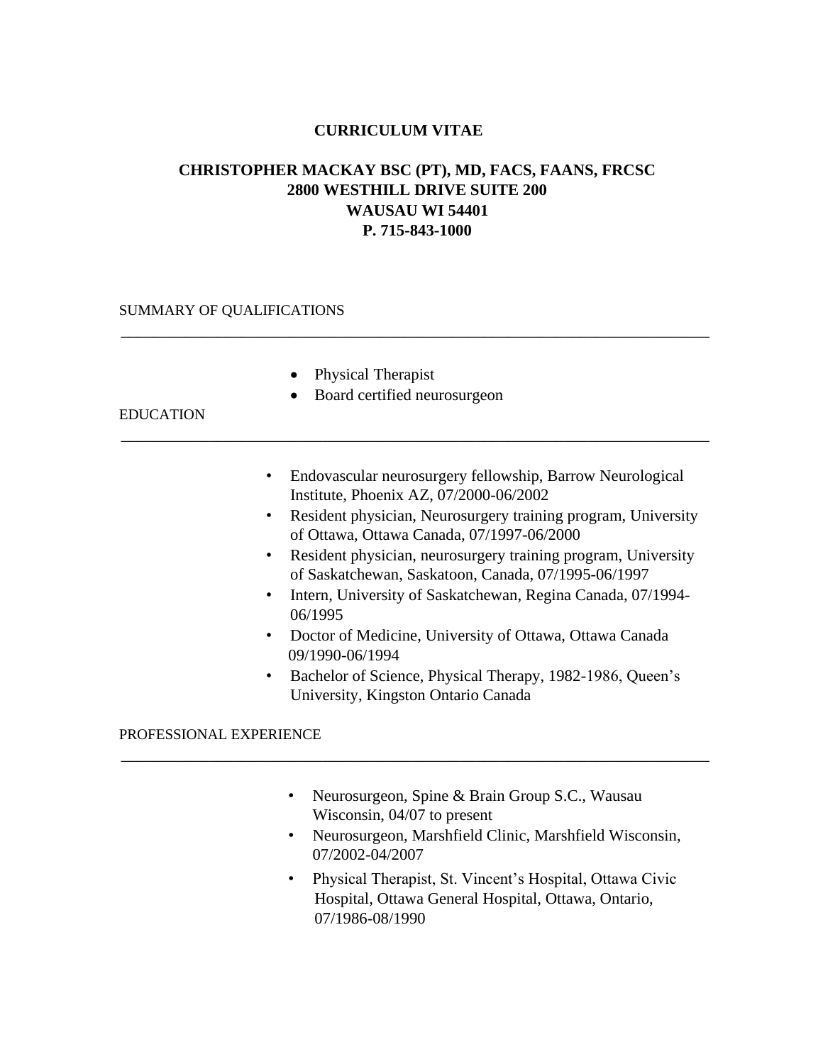# CURRICULUM VITAE

**CHRISTOPHER MACKAY BSC (PT), MD, FACS, FAANS, FRCSC**
**2800 WESTHILL DRIVE SUITE 200**
**WAUSAU WI 54401**
**P. 715-843-1000**

## SUMMARY OF QUALIFICATIONS

- Physical Therapist
- Board certified neurosurgeon

## EDUCATION

- Endovascular neurosurgery fellowship, Barrow Neurological Institute, Phoenix AZ, 07/2000-06/2002
- Resident physician, Neurosurgery training program, University of Ottawa, Ottawa Canada, 07/1997-06/2000
- Resident physician, neurosurgery training program, University of Saskatchewan, Saskatoon, Canada, 07/1995-06/1997
- Intern, University of Saskatchewan, Regina Canada, 07/1994-06/1995
- Doctor of Medicine, University of Ottawa, Ottawa Canada 09/1990-06/1994
- Bachelor of Science, Physical Therapy, 1982-1986, Queen's University, Kingston Ontario Canada

## PROFESSIONAL EXPERIENCE

- Neurosurgeon, Spine & Brain Group S.C., Wausau Wisconsin, 04/07 to present
- Neurosurgeon, Marshfield Clinic, Marshfield Wisconsin, 07/2002-04/2007
- Physical Therapist, St. Vincent's Hospital, Ottawa Civic Hospital, Ottawa General Hospital, Ottawa, Ontario, 07/1986-08/1990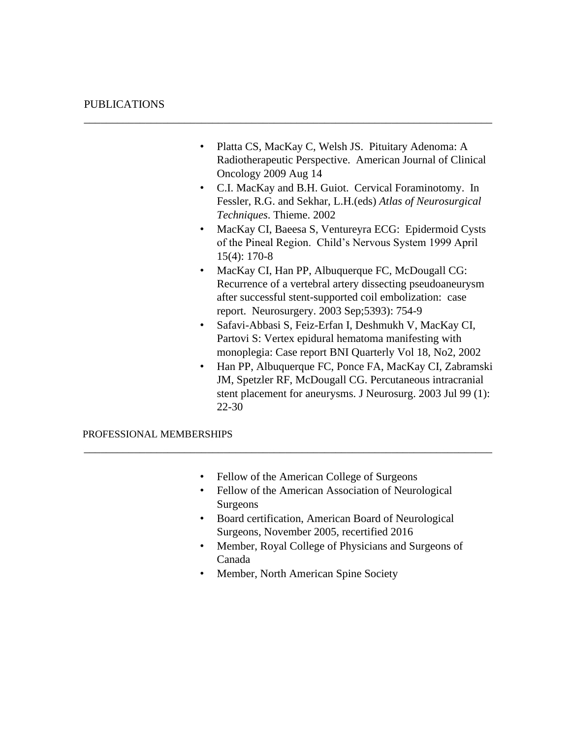## PUBLICATIONS

- Platta CS, MacKay C, Welsh JS. Pituitary Adenoma: A Radiotherapeutic Perspective. American Journal of Clinical Oncology 2009 Aug 14
- C.I. MacKay and B.H. Guiot. Cervical Foraminotomy. In Fessler, R.G. and Sekhar, L.H.(eds) *Atlas of Neurosurgical Techniques*. Thieme. 2002
- MacKay CI, Baeesa S, Ventureyra ECG: Epidermoid Cysts of the Pineal Region. Child's Nervous System 1999 April 15(4): 170-8
- MacKay CI, Han PP, Albuquerque FC, McDougall CG: Recurrence of a vertebral artery dissecting pseudoaneurysm after successful stent-supported coil embolization: case report. Neurosurgery. 2003 Sep;5393): 754-9
- Safavi-Abbasi S, Feiz-Erfan I, Deshmukh V, MacKay CI, Partovi S: Vertex epidural hematoma manifesting with monoplegia: Case report BNI Quarterly Vol 18, No2, 2002
- Han PP, Albuquerque FC, Ponce FA, MacKay CI, Zabramski JM, Spetzler RF, McDougall CG. Percutaneous intracranial stent placement for aneurysms. J Neurosurg. 2003 Jul 99 (1): 22-30

## PROFESSIONAL MEMBERSHIPS

- Fellow of the American College of Surgeons
- Fellow of the American Association of Neurological Surgeons
- Board certification, American Board of Neurological Surgeons, November 2005, recertified 2016
- Member, Royal College of Physicians and Surgeons of Canada
- Member, North American Spine Society